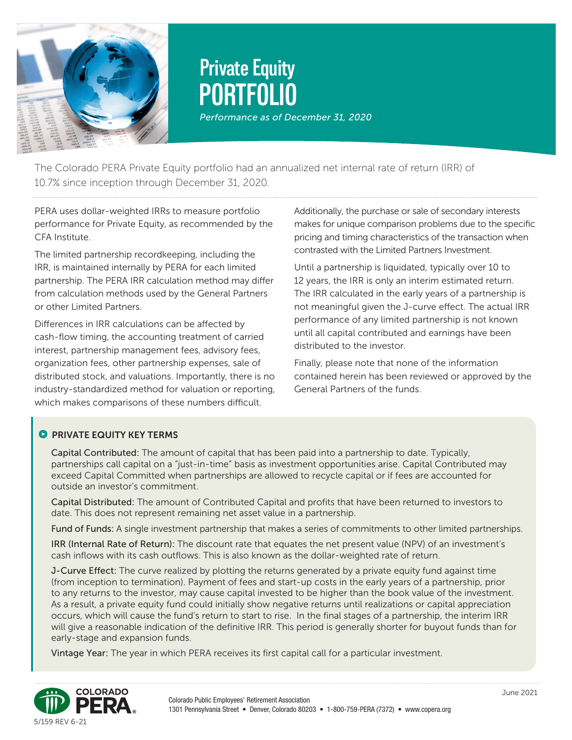# Private Equity PORTFOLIO

*Performance as of December 31, 2020*

The Colorado PERA Private Equity portfolio had an annualized net internal rate of return (IRR) of 10.7% since inception through December 31, 2020.

PERA uses dollar-weighted IRRs to measure portfolio performance for Private Equity, as recommended by the CFA Institute.

The limited partnership recordkeeping, including the IRR, is maintained internally by PERA for each limited partnership. The PERA IRR calculation method may differ from calculation methods used by the General Partners or other Limited Partners.

Differences in IRR calculations can be affected by cash-flow timing, the accounting treatment of carried interest, partnership management fees, advisory fees, organization fees, other partnership expenses, sale of distributed stock, and valuations. Importantly, there is no industry-standardized method for valuation or reporting, which makes comparisons of these numbers difficult.

Additionally, the purchase or sale of secondary interests makes for unique comparison problems due to the specific pricing and timing characteristics of the transaction when contrasted with the Limited Partners Investment.

Until a partnership is liquidated, typically over 10 to 12 years, the IRR is only an interim estimated return. The IRR calculated in the early years of a partnership is not meaningful given the J-curve effect. The actual IRR performance of any limited partnership is not known until all capital contributed and earnings have been distributed to the investor.

Finally, please note that none of the information contained herein has been reviewed or approved by the General Partners of the funds.

## PRIVATE EQUITY KEY TERMS

**Capital Contributed:** The amount of capital that has been paid into a partnership to date. Typically, partnerships call capital on a "just-in-time" basis as investment opportunities arise. Capital Contributed may exceed Capital Committed when partnerships are allowed to recycle capital or if fees are accounted for outside an investor's commitment.

**Capital Distributed:** The amount of Contributed Capital and profits that have been returned to investors to date. This does not represent remaining net asset value in a partnership.

**Fund of Funds:** A single investment partnership that makes a series of commitments to other limited partnerships.

**IRR (Internal Rate of Return):** The discount rate that equates the net present value (NPV) of an investment's cash inflows with its cash outflows. This is also known as the dollar-weighted rate of return.

**J-Curve Effect:** The curve realized by plotting the returns generated by a private equity fund against time (from inception to termination). Payment of fees and start-up costs in the early years of a partnership, prior to any returns to the investor, may cause capital invested to be higher than the book value of the investment. As a result, a private equity fund could initially show negative returns until realizations or capital appreciation occurs, which will cause the fund's return to start to rise. In the final stages of a partnership, the interim IRR will give a reasonable indication of the definitive IRR. This period is generally shorter for buyout funds than for early-stage and expansion funds.

**Vintage Year:** The year in which PERA receives its first capital call for a particular investment.

Colorado Public Employees' Retirement Association
1301 Pennsylvania Street • Denver, Colorado 80203 • 1-800-759-PERA (7372) • www.copera.org

June 2021

5/159 REV 6-21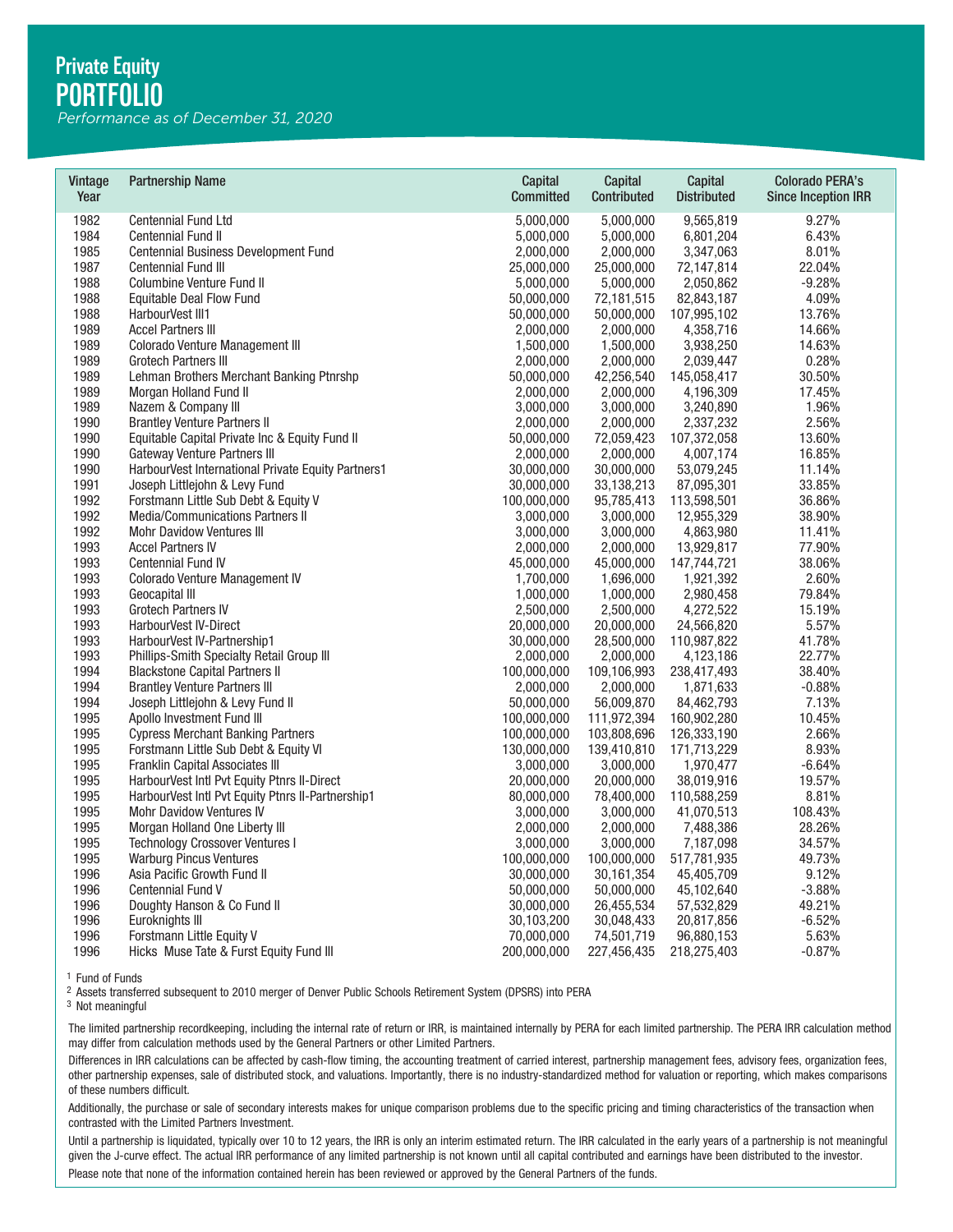# Private Equity PORTFOLIO

*Performance as of December 31, 2020*

| Vintage Year | Partnership Name | Capital Committed | Capital Contributed | Capital Distributed | Colorado PERA's Since Inception IRR |
|---|---|---|---|---|---|
| 1982 | Centennial Fund Ltd | 5,000,000 | 5,000,000 | 9,565,819 | 9.27% |
| 1984 | Centennial Fund II | 5,000,000 | 5,000,000 | 6,801,204 | 6.43% |
| 1985 | Centennial Business Development Fund | 2,000,000 | 2,000,000 | 3,347,063 | 8.01% |
| 1987 | Centennial Fund III | 25,000,000 | 25,000,000 | 72,147,814 | 22.04% |
| 1988 | Columbine Venture Fund II | 5,000,000 | 5,000,000 | 2,050,862 | -9.28% |
| 1988 | Equitable Deal Flow Fund | 50,000,000 | 72,181,515 | 82,843,187 | 4.09% |
| 1988 | HarbourVest III1 | 50,000,000 | 50,000,000 | 107,995,102 | 13.76% |
| 1989 | Accel Partners III | 2,000,000 | 2,000,000 | 4,358,716 | 14.66% |
| 1989 | Colorado Venture Management III | 1,500,000 | 1,500,000 | 3,938,250 | 14.63% |
| 1989 | Grotech Partners III | 2,000,000 | 2,000,000 | 2,039,447 | 0.28% |
| 1989 | Lehman Brothers Merchant Banking Ptnrshp | 50,000,000 | 42,256,540 | 145,058,417 | 30.50% |
| 1989 | Morgan Holland Fund II | 2,000,000 | 2,000,000 | 4,196,309 | 17.45% |
| 1989 | Nazem & Company III | 3,000,000 | 3,000,000 | 3,240,890 | 1.96% |
| 1990 | Brantley Venture Partners II | 2,000,000 | 2,000,000 | 2,337,232 | 2.56% |
| 1990 | Equitable Capital Private Inc & Equity Fund II | 50,000,000 | 72,059,423 | 107,372,058 | 13.60% |
| 1990 | Gateway Venture Partners III | 2,000,000 | 2,000,000 | 4,007,174 | 16.85% |
| 1990 | HarbourVest International Private Equity Partners1 | 30,000,000 | 30,000,000 | 53,079,245 | 11.14% |
| 1991 | Joseph Littlejohn & Levy Fund | 30,000,000 | 33,138,213 | 87,095,301 | 33.85% |
| 1992 | Forstmann Little Sub Debt & Equity V | 100,000,000 | 95,785,413 | 113,598,501 | 36.86% |
| 1992 | Media/Communications Partners II | 3,000,000 | 3,000,000 | 12,955,329 | 38.90% |
| 1992 | Mohr Davidow Ventures III | 3,000,000 | 3,000,000 | 4,863,980 | 11.41% |
| 1993 | Accel Partners IV | 2,000,000 | 2,000,000 | 13,929,817 | 77.90% |
| 1993 | Centennial Fund IV | 45,000,000 | 45,000,000 | 147,744,721 | 38.06% |
| 1993 | Colorado Venture Management IV | 1,700,000 | 1,696,000 | 1,921,392 | 2.60% |
| 1993 | Geocapital III | 1,000,000 | 1,000,000 | 2,980,458 | 79.84% |
| 1993 | Grotech Partners IV | 2,500,000 | 2,500,000 | 4,272,522 | 15.19% |
| 1993 | HarbourVest IV-Direct | 20,000,000 | 20,000,000 | 24,566,820 | 5.57% |
| 1993 | HarbourVest IV-Partnership1 | 30,000,000 | 28,500,000 | 110,987,822 | 41.78% |
| 1993 | Phillips-Smith Specialty Retail Group III | 2,000,000 | 2,000,000 | 4,123,186 | 22.77% |
| 1994 | Blackstone Capital Partners II | 100,000,000 | 109,106,993 | 238,417,493 | 38.40% |
| 1994 | Brantley Venture Partners III | 2,000,000 | 2,000,000 | 1,871,633 | -0.88% |
| 1994 | Joseph Littlejohn & Levy Fund II | 50,000,000 | 56,009,870 | 84,462,793 | 7.13% |
| 1995 | Apollo Investment Fund III | 100,000,000 | 111,972,394 | 160,902,280 | 10.45% |
| 1995 | Cypress Merchant Banking Partners | 100,000,000 | 103,808,696 | 126,333,190 | 2.66% |
| 1995 | Forstmann Little Sub Debt & Equity VI | 130,000,000 | 139,410,810 | 171,713,229 | 8.93% |
| 1995 | Franklin Capital Associates III | 3,000,000 | 3,000,000 | 1,970,477 | -6.64% |
| 1995 | HarbourVest Intl Pvt Equity Ptnrs II-Direct | 20,000,000 | 20,000,000 | 38,019,916 | 19.57% |
| 1995 | HarbourVest Intl Pvt Equity Ptnrs II-Partnership1 | 80,000,000 | 78,400,000 | 110,588,259 | 8.81% |
| 1995 | Mohr Davidow Ventures IV | 3,000,000 | 3,000,000 | 41,070,513 | 108.43% |
| 1995 | Morgan Holland One Liberty III | 2,000,000 | 2,000,000 | 7,488,386 | 28.26% |
| 1995 | Technology Crossover Ventures I | 3,000,000 | 3,000,000 | 7,187,098 | 34.57% |
| 1995 | Warburg Pincus Ventures | 100,000,000 | 100,000,000 | 517,781,935 | 49.73% |
| 1996 | Asia Pacific Growth Fund II | 30,000,000 | 30,161,354 | 45,405,709 | 9.12% |
| 1996 | Centennial Fund V | 50,000,000 | 50,000,000 | 45,102,640 | -3.88% |
| 1996 | Doughty Hanson & Co Fund II | 30,000,000 | 26,455,534 | 57,532,829 | 49.21% |
| 1996 | Euroknights III | 30,103,200 | 30,048,433 | 20,817,856 | -6.52% |
| 1996 | Forstmann Little Equity V | 70,000,000 | 74,501,719 | 96,880,153 | 5.63% |
| 1996 | Hicks Muse Tate & Furst Equity Fund III | 200,000,000 | 227,456,435 | 218,275,403 | -0.87% |

[1] Fund of Funds

[2] Assets transferred subsequent to 2010 merger of Denver Public Schools Retirement System (DPSRS) into PERA

[3] Not meaningful

The limited partnership recordkeeping, including the internal rate of return or IRR, is maintained internally by PERA for each limited partnership. The PERA IRR calculation method may differ from calculation methods used by the General Partners or other Limited Partners.

Differences in IRR calculations can be affected by cash-flow timing, the accounting treatment of carried interest, partnership management fees, advisory fees, organization fees, other partnership expenses, sale of distributed stock, and valuations. Importantly, there is no industry-standardized method for valuation or reporting, which makes comparisons of these numbers difficult.

Additionally, the purchase or sale of secondary interests makes for unique comparison problems due to the specific pricing and timing characteristics of the transaction when contrasted with the Limited Partners Investment.

Until a partnership is liquidated, typically over 10 to 12 years, the IRR is only an interim estimated return. The IRR calculated in the early years of a partnership is not meaningful given the J-curve effect. The actual IRR performance of any limited partnership is not known until all capital contributed and earnings have been distributed to the investor.

Please note that none of the information contained herein has been reviewed or approved by the General Partners of the funds.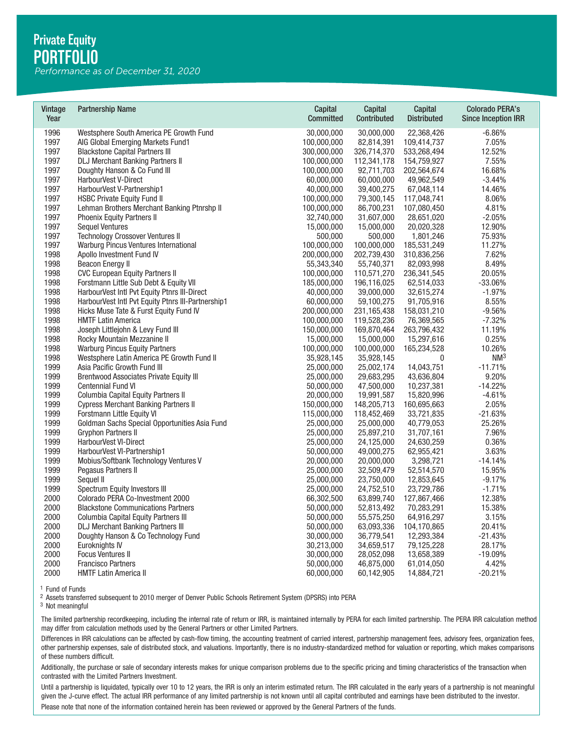# Private Equity PORTFOLIO

*Performance as of December 31, 2020*

| Vintage Year | Partnership Name | Capital Committed | Capital Contributed | Capital Distributed | Colorado PERA's Since Inception IRR |
|---|---|---|---|---|---|
| 1996 | Westsphere South America PE Growth Fund | 30,000,000 | 30,000,000 | 22,368,426 | -6.86% |
| 1997 | AIG Global Emerging Markets Fund1 | 100,000,000 | 82,814,391 | 109,414,737 | 7.05% |
| 1997 | Blackstone Capital Partners III | 300,000,000 | 326,714,370 | 533,268,494 | 12.52% |
| 1997 | DLJ Merchant Banking Partners II | 100,000,000 | 112,341,178 | 154,759,927 | 7.55% |
| 1997 | Doughty Hanson & Co Fund III | 100,000,000 | 92,711,703 | 202,564,674 | 16.68% |
| 1997 | HarbourVest V-Direct | 60,000,000 | 60,000,000 | 49,962,549 | -3.44% |
| 1997 | HarbourVest V-Partnership1 | 40,000,000 | 39,400,275 | 67,048,114 | 14.46% |
| 1997 | HSBC Private Equity Fund II | 100,000,000 | 79,300,145 | 117,048,741 | 8.06% |
| 1997 | Lehman Brothers Merchant Banking Ptnrshp II | 100,000,000 | 86,700,231 | 107,080,450 | 4.81% |
| 1997 | Phoenix Equity Partners II | 32,740,000 | 31,607,000 | 28,651,020 | -2.05% |
| 1997 | Sequel Ventures | 15,000,000 | 15,000,000 | 20,020,328 | 12.90% |
| 1997 | Technology Crossover Ventures II | 500,000 | 500,000 | 1,801,246 | 75.93% |
| 1997 | Warburg Pincus Ventures International | 100,000,000 | 100,000,000 | 185,531,249 | 11.27% |
| 1998 | Apollo Investment Fund IV | 200,000,000 | 202,739,430 | 310,836,256 | 7.62% |
| 1998 | Beacon Energy II | 55,343,340 | 55,740,371 | 82,093,998 | 8.49% |
| 1998 | CVC European Equity Partners II | 100,000,000 | 110,571,270 | 236,341,545 | 20.05% |
| 1998 | Forstmann Little Sub Debt & Equity VII | 185,000,000 | 196,116,025 | 62,514,033 | -33.06% |
| 1998 | HarbourVest Intl Pvt Equity Ptnrs III-Direct | 40,000,000 | 39,000,000 | 32,615,274 | -1.97% |
| 1998 | HarbourVest Intl Pvt Equity Ptnrs III-Partnership1 | 60,000,000 | 59,100,275 | 91,705,916 | 8.55% |
| 1998 | Hicks Muse Tate & Furst Equity Fund IV | 200,000,000 | 231,165,438 | 158,031,210 | -9.56% |
| 1998 | HMTF Latin America | 100,000,000 | 119,528,236 | 76,369,565 | -7.32% |
| 1998 | Joseph Littlejohn & Levy Fund III | 150,000,000 | 169,870,464 | 263,796,432 | 11.19% |
| 1998 | Rocky Mountain Mezzanine II | 15,000,000 | 15,000,000 | 15,297,616 | 0.25% |
| 1998 | Warburg Pincus Equity Partners | 100,000,000 | 100,000,000 | 165,234,528 | 10.26% |
| 1998 | Westsphere Latin America PE Growth Fund II | 35,928,145 | 35,928,145 | 0 | NM3 |
| 1999 | Asia Pacific Growth Fund III | 25,000,000 | 25,002,174 | 14,043,751 | -11.71% |
| 1999 | Brentwood Associates Private Equity III | 25,000,000 | 29,683,295 | 43,636,804 | 9.20% |
| 1999 | Centennial Fund VI | 50,000,000 | 47,500,000 | 10,237,381 | -14.22% |
| 1999 | Columbia Capital Equity Partners II | 20,000,000 | 19,991,587 | 15,820,996 | -4.61% |
| 1999 | Cypress Merchant Banking Partners II | 150,000,000 | 148,205,713 | 160,695,663 | 2.05% |
| 1999 | Forstmann Little Equity VI | 115,000,000 | 118,452,469 | 33,721,835 | -21.63% |
| 1999 | Goldman Sachs Special Opportunities Asia Fund | 25,000,000 | 25,000,000 | 40,779,053 | 25.26% |
| 1999 | Gryphon Partners II | 25,000,000 | 25,897,210 | 31,707,161 | 7.96% |
| 1999 | HarbourVest VI-Direct | 25,000,000 | 24,125,000 | 24,630,259 | 0.36% |
| 1999 | HarbourVest VI-Partnership1 | 50,000,000 | 49,000,275 | 62,955,421 | 3.63% |
| 1999 | Mobius/Softbank Technology Ventures V | 20,000,000 | 20,000,000 | 3,298,721 | -14.14% |
| 1999 | Pegasus Partners II | 25,000,000 | 32,509,479 | 52,514,570 | 15.95% |
| 1999 | Sequel II | 25,000,000 | 23,750,000 | 12,853,645 | -9.17% |
| 1999 | Spectrum Equity Investors III | 25,000,000 | 24,752,510 | 23,729,786 | -1.71% |
| 2000 | Colorado PERA Co-Investment 2000 | 66,302,500 | 63,899,740 | 127,867,466 | 12.38% |
| 2000 | Blackstone Communications Partners | 50,000,000 | 52,813,492 | 70,283,291 | 15.38% |
| 2000 | Columbia Capital Equity Partners III | 50,000,000 | 55,575,250 | 64,916,297 | 3.15% |
| 2000 | DLJ Merchant Banking Partners III | 50,000,000 | 63,093,336 | 104,170,865 | 20.41% |
| 2000 | Doughty Hanson & Co Technology Fund | 30,000,000 | 36,779,541 | 12,293,384 | -21.43% |
| 2000 | Euroknights IV | 30,213,000 | 34,659,517 | 79,125,228 | 28.17% |
| 2000 | Focus Ventures II | 30,000,000 | 28,052,098 | 13,658,389 | -19.09% |
| 2000 | Francisco Partners | 50,000,000 | 46,875,000 | 61,014,050 | 4.42% |
| 2000 | HMTF Latin America II | 60,000,000 | 60,142,905 | 14,884,721 | -20.21% |

[1] Fund of Funds

[2] Assets transferred subsequent to 2010 merger of Denver Public Schools Retirement System (DPSRS) into PERA

[3] Not meaningful

The limited partnership recordkeeping, including the internal rate of return or IRR, is maintained internally by PERA for each limited partnership. The PERA IRR calculation method may differ from calculation methods used by the General Partners or other Limited Partners.

Differences in IRR calculations can be affected by cash-flow timing, the accounting treatment of carried interest, partnership management fees, advisory fees, organization fees, other partnership expenses, sale of distributed stock, and valuations. Importantly, there is no industry-standardized method for valuation or reporting, which makes comparisons of these numbers difficult.

Additionally, the purchase or sale of secondary interests makes for unique comparison problems due to the specific pricing and timing characteristics of the transaction when contrasted with the Limited Partners Investment.

Until a partnership is liquidated, typically over 10 to 12 years, the IRR is only an interim estimated return. The IRR calculated in the early years of a partnership is not meaningful given the J-curve effect. The actual IRR performance of any limited partnership is not known until all capital contributed and earnings have been distributed to the investor.

Please note that none of the information contained herein has been reviewed or approved by the General Partners of the funds.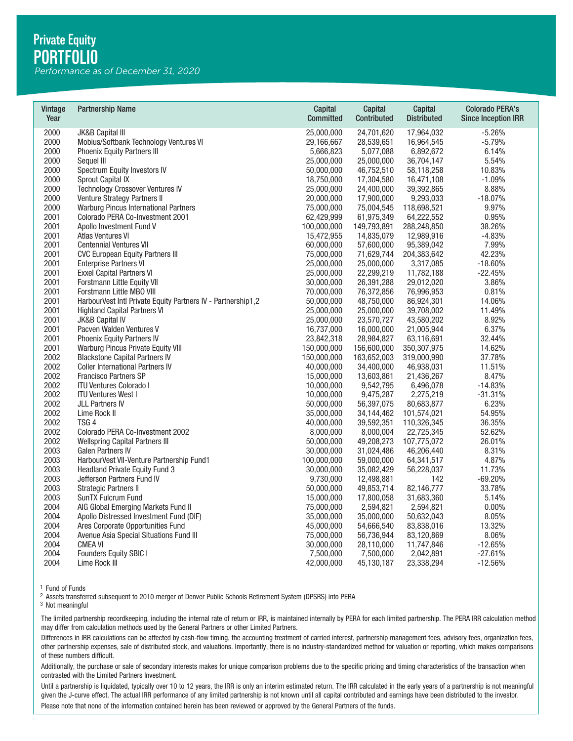# Private Equity
## PORTFOLIO
*Performance as of December 31, 2020*

| Vintage Year | Partnership Name | Capital Committed | Capital Contributed | Capital Distributed | Colorado PERA's Since Inception IRR |
|---|---|---|---|---|---|
| 2000 | JK&B Capital III | 25,000,000 | 24,701,620 | 17,964,032 | -5.26% |
| 2000 | Mobius/Softbank Technology Ventures VI | 29,166,667 | 28,539,651 | 16,964,545 | -5.79% |
| 2000 | Phoenix Equity Partners III | 5,666,823 | 5,077,088 | 6,892,672 | 6.14% |
| 2000 | Sequel III | 25,000,000 | 25,000,000 | 36,704,147 | 5.54% |
| 2000 | Spectrum Equity Investors IV | 50,000,000 | 46,752,510 | 58,118,258 | 10.83% |
| 2000 | Sprout Capital IX | 18,750,000 | 17,304,580 | 16,471,108 | -1.09% |
| 2000 | Technology Crossover Ventures IV | 25,000,000 | 24,400,000 | 39,392,865 | 8.88% |
| 2000 | Venture Strategy Partners II | 20,000,000 | 17,900,000 | 9,293,033 | -18.07% |
| 2000 | Warburg Pincus International Partners | 75,000,000 | 75,004,545 | 118,698,521 | 9.97% |
| 2001 | Colorado PERA Co-Investment 2001 | 62,429,999 | 61,975,349 | 64,222,552 | 0.95% |
| 2001 | Apollo Investment Fund V | 100,000,000 | 149,793,891 | 288,248,850 | 38.26% |
| 2001 | Atlas Ventures VI | 15,472,955 | 14,835,079 | 12,989,916 | -4.83% |
| 2001 | Centennial Ventures VII | 60,000,000 | 57,600,000 | 95,389,042 | 7.99% |
| 2001 | CVC European Equity Partners III | 75,000,000 | 71,629,744 | 204,383,642 | 42.23% |
| 2001 | Enterprise Partners VI | 25,000,000 | 25,000,000 | 3,317,085 | -18.60% |
| 2001 | Exxel Capital Partners VI | 25,000,000 | 22,299,219 | 11,782,188 | -22.45% |
| 2001 | Forstmann Little Equity VII | 30,000,000 | 26,391,288 | 29,012,020 | 3.86% |
| 2001 | Forstmann Little MBO VIII | 70,000,000 | 76,372,856 | 76,996,953 | 0.81% |
| 2001 | HarbourVest Intl Private Equity Partners IV - Partnership[1,2] | 50,000,000 | 48,750,000 | 86,924,301 | 14.06% |
| 2001 | Highland Capital Partners VI | 25,000,000 | 25,000,000 | 39,708,002 | 11.49% |
| 2001 | JK&B Capital IV | 25,000,000 | 23,570,727 | 43,580,202 | 8.92% |
| 2001 | Pacven Walden Ventures V | 16,737,000 | 16,000,000 | 21,005,944 | 6.37% |
| 2001 | Phoenix Equity Partners IV | 23,842,318 | 28,984,827 | 63,116,691 | 32.44% |
| 2001 | Warburg Pincus Private Equity VIII | 150,000,000 | 156,600,000 | 350,307,975 | 14.62% |
| 2002 | Blackstone Capital Partners IV | 150,000,000 | 163,652,003 | 319,000,990 | 37.78% |
| 2002 | Coller International Partners IV | 40,000,000 | 34,400,000 | 46,938,031 | 11.51% |
| 2002 | Francisco Partners SP | 15,000,000 | 13,603,861 | 21,436,267 | 8.47% |
| 2002 | ITU Ventures Colorado I | 10,000,000 | 9,542,795 | 6,496,078 | -14.83% |
| 2002 | ITU Ventures West I | 10,000,000 | 9,475,287 | 2,275,219 | -31.31% |
| 2002 | JLL Partners IV | 50,000,000 | 56,397,075 | 80,683,877 | 6.23% |
| 2002 | Lime Rock II | 35,000,000 | 34,144,462 | 101,574,021 | 54.95% |
| 2002 | TSG 4 | 40,000,000 | 39,592,351 | 110,326,345 | 36.35% |
| 2002 | Colorado PERA Co-Investment 2002 | 8,000,000 | 8,000,004 | 22,725,345 | 52.62% |
| 2002 | Wellspring Capital Partners III | 50,000,000 | 49,208,273 | 107,775,072 | 26.01% |
| 2003 | Galen Partners IV | 30,000,000 | 31,024,486 | 46,206,440 | 8.31% |
| 2003 | HarbourVest VII-Venture Partnership Fund[1] | 100,000,000 | 59,000,000 | 64,341,517 | 4.87% |
| 2003 | Headland Private Equity Fund 3 | 30,000,000 | 35,082,429 | 56,228,037 | 11.73% |
| 2003 | Jefferson Partners Fund IV | 9,730,000 | 12,498,881 | 142 | -69.20% |
| 2003 | Strategic Partners II | 50,000,000 | 49,853,714 | 82,146,777 | 33.78% |
| 2003 | SunTX Fulcrum Fund | 15,000,000 | 17,800,058 | 31,683,360 | 5.14% |
| 2004 | AIG Global Emerging Markets Fund II | 75,000,000 | 2,594,821 | 2,594,821 | 0.00% |
| 2004 | Apollo Distressed Investment Fund (DIF) | 35,000,000 | 35,000,000 | 50,632,043 | 8.05% |
| 2004 | Ares Corporate Opportunities Fund | 45,000,000 | 54,666,540 | 83,838,016 | 13.32% |
| 2004 | Avenue Asia Special Situations Fund III | 75,000,000 | 56,736,944 | 83,120,869 | 8.06% |
| 2004 | CMEA VI | 30,000,000 | 28,110,000 | 11,747,846 | -12.65% |
| 2004 | Founders Equity SBIC I | 7,500,000 | 7,500,000 | 2,042,891 | -27.61% |
| 2004 | Lime Rock III | 42,000,000 | 45,130,187 | 23,338,294 | -12.56% |

[1] Fund of Funds

[2] Assets transferred subsequent to 2010 merger of Denver Public Schools Retirement System (DPSRS) into PERA

[3] Not meaningful

The limited partnership recordkeeping, including the internal rate of return or IRR, is maintained internally by PERA for each limited partnership. The PERA IRR calculation method may differ from calculation methods used by the General Partners or other Limited Partners.

Differences in IRR calculations can be affected by cash-flow timing, the accounting treatment of carried interest, partnership management fees, advisory fees, organization fees, other partnership expenses, sale of distributed stock, and valuations. Importantly, there is no industry-standardized method for valuation or reporting, which makes comparisons of these numbers difficult.

Additionally, the purchase or sale of secondary interests makes for unique comparison problems due to the specific pricing and timing characteristics of the transaction when contrasted with the Limited Partners Investment.

Until a partnership is liquidated, typically over 10 to 12 years, the IRR is only an interim estimated return. The IRR calculated in the early years of a partnership is not meaningful given the J-curve effect. The actual IRR performance of any limited partnership is not known until all capital contributed and earnings have been distributed to the investor.

Please note that none of the information contained herein has been reviewed or approved by the General Partners of the funds.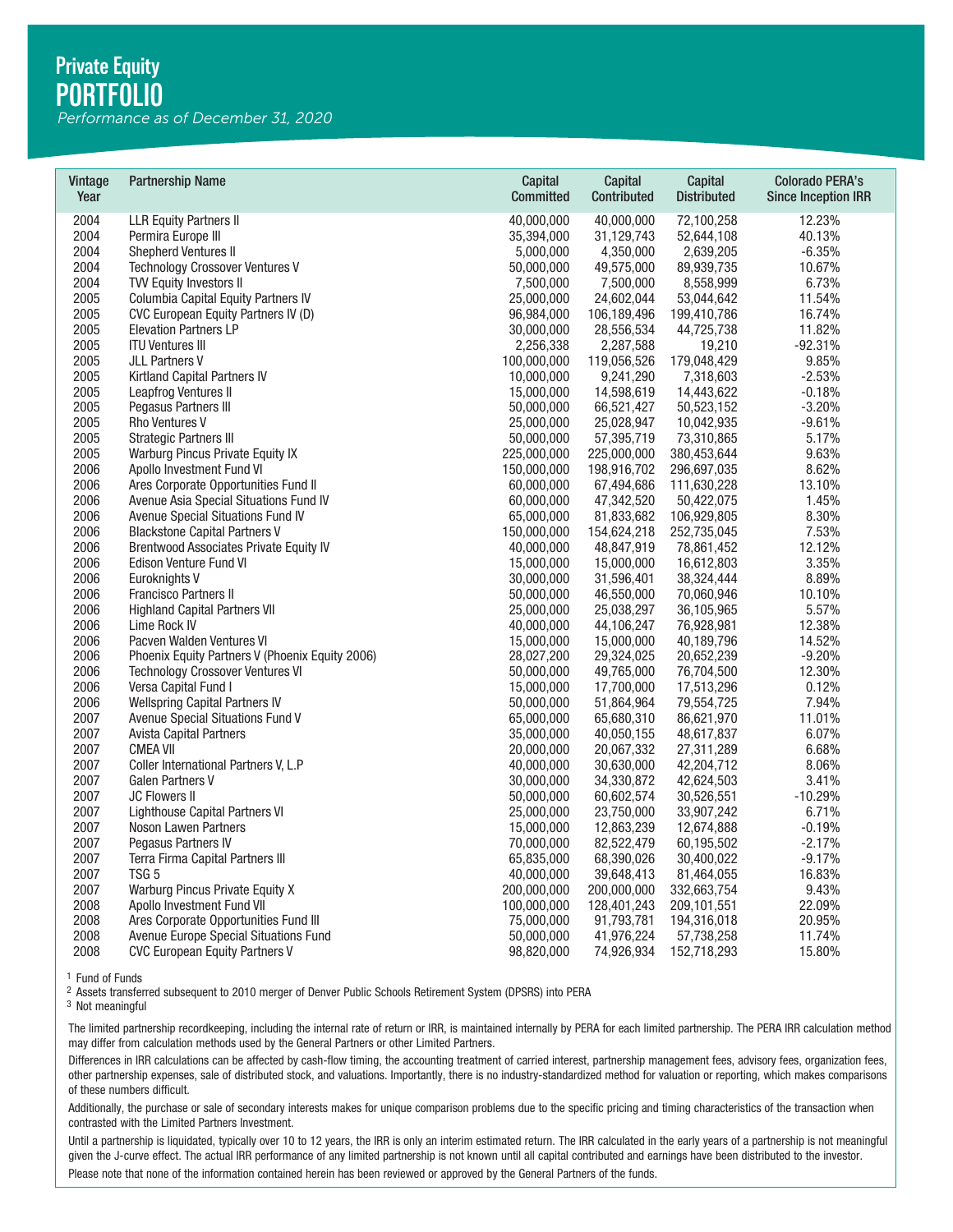# Private Equity PORTFOLIO

*Performance as of December 31, 2020*

| Vintage Year | Partnership Name | Capital Committed | Capital Contributed | Capital Distributed | Colorado PERA's Since Inception IRR |
|---|---|---|---|---|---|
| 2004 | LLR Equity Partners II | 40,000,000 | 40,000,000 | 72,100,258 | 12.23% |
| 2004 | Permira Europe III | 35,394,000 | 31,129,743 | 52,644,108 | 40.13% |
| 2004 | Shepherd Ventures II | 5,000,000 | 4,350,000 | 2,639,205 | -6.35% |
| 2004 | Technology Crossover Ventures V | 50,000,000 | 49,575,000 | 89,939,735 | 10.67% |
| 2004 | TVV Equity Investors II | 7,500,000 | 7,500,000 | 8,558,999 | 6.73% |
| 2005 | Columbia Capital Equity Partners IV | 25,000,000 | 24,602,044 | 53,044,642 | 11.54% |
| 2005 | CVC European Equity Partners IV (D) | 96,984,000 | 106,189,496 | 199,410,786 | 16.74% |
| 2005 | Elevation Partners LP | 30,000,000 | 28,556,534 | 44,725,738 | 11.82% |
| 2005 | ITU Ventures III | 2,256,338 | 2,287,588 | 19,210 | -92.31% |
| 2005 | JLL Partners V | 100,000,000 | 119,056,526 | 179,048,429 | 9.85% |
| 2005 | Kirtland Capital Partners IV | 10,000,000 | 9,241,290 | 7,318,603 | -2.53% |
| 2005 | Leapfrog Ventures II | 15,000,000 | 14,598,619 | 14,443,622 | -0.18% |
| 2005 | Pegasus Partners III | 50,000,000 | 66,521,427 | 50,523,152 | -3.20% |
| 2005 | Rho Ventures V | 25,000,000 | 25,028,947 | 10,042,935 | -9.61% |
| 2005 | Strategic Partners III | 50,000,000 | 57,395,719 | 73,310,865 | 5.17% |
| 2005 | Warburg Pincus Private Equity IX | 225,000,000 | 225,000,000 | 380,453,644 | 9.63% |
| 2006 | Apollo Investment Fund VI | 150,000,000 | 198,916,702 | 296,697,035 | 8.62% |
| 2006 | Ares Corporate Opportunities Fund II | 60,000,000 | 67,494,686 | 111,630,228 | 13.10% |
| 2006 | Avenue Asia Special Situations Fund IV | 60,000,000 | 47,342,520 | 50,422,075 | 1.45% |
| 2006 | Avenue Special Situations Fund IV | 65,000,000 | 81,833,682 | 106,929,805 | 8.30% |
| 2006 | Blackstone Capital Partners V | 150,000,000 | 154,624,218 | 252,735,045 | 7.53% |
| 2006 | Brentwood Associates Private Equity IV | 40,000,000 | 48,847,919 | 78,861,452 | 12.12% |
| 2006 | Edison Venture Fund VI | 15,000,000 | 15,000,000 | 16,612,803 | 3.35% |
| 2006 | Euroknights V | 30,000,000 | 31,596,401 | 38,324,444 | 8.89% |
| 2006 | Francisco Partners II | 50,000,000 | 46,550,000 | 70,060,946 | 10.10% |
| 2006 | Highland Capital Partners VII | 25,000,000 | 25,038,297 | 36,105,965 | 5.57% |
| 2006 | Lime Rock IV | 40,000,000 | 44,106,247 | 76,928,981 | 12.38% |
| 2006 | Pacven Walden Ventures VI | 15,000,000 | 15,000,000 | 40,189,796 | 14.52% |
| 2006 | Phoenix Equity Partners V (Phoenix Equity 2006) | 28,027,200 | 29,324,025 | 20,652,239 | -9.20% |
| 2006 | Technology Crossover Ventures VI | 50,000,000 | 49,765,000 | 76,704,500 | 12.30% |
| 2006 | Versa Capital Fund I | 15,000,000 | 17,700,000 | 17,513,296 | 0.12% |
| 2006 | Wellspring Capital Partners IV | 50,000,000 | 51,864,964 | 79,554,725 | 7.94% |
| 2007 | Avenue Special Situations Fund V | 65,000,000 | 65,680,310 | 86,621,970 | 11.01% |
| 2007 | Avista Capital Partners | 35,000,000 | 40,050,155 | 48,617,837 | 6.07% |
| 2007 | CMEA VII | 20,000,000 | 20,067,332 | 27,311,289 | 6.68% |
| 2007 | Coller International Partners V, L.P | 40,000,000 | 30,630,000 | 42,204,712 | 8.06% |
| 2007 | Galen Partners V | 30,000,000 | 34,330,872 | 42,624,503 | 3.41% |
| 2007 | JC Flowers II | 50,000,000 | 60,602,574 | 30,526,551 | -10.29% |
| 2007 | Lighthouse Capital Partners VI | 25,000,000 | 23,750,000 | 33,907,242 | 6.71% |
| 2007 | Noson Lawen Partners | 15,000,000 | 12,863,239 | 12,674,888 | -0.19% |
| 2007 | Pegasus Partners IV | 70,000,000 | 82,522,479 | 60,195,502 | -2.17% |
| 2007 | Terra Firma Capital Partners III | 65,835,000 | 68,390,026 | 30,400,022 | -9.17% |
| 2007 | TSG 5 | 40,000,000 | 39,648,413 | 81,464,055 | 16.83% |
| 2007 | Warburg Pincus Private Equity X | 200,000,000 | 200,000,000 | 332,663,754 | 9.43% |
| 2008 | Apollo Investment Fund VII | 100,000,000 | 128,401,243 | 209,101,551 | 22.09% |
| 2008 | Ares Corporate Opportunities Fund III | 75,000,000 | 91,793,781 | 194,316,018 | 20.95% |
| 2008 | Avenue Europe Special Situations Fund | 50,000,000 | 41,976,224 | 57,738,258 | 11.74% |
| 2008 | CVC European Equity Partners V | 98,820,000 | 74,926,934 | 152,718,293 | 15.80% |

[1] Fund of Funds
[2] Assets transferred subsequent to 2010 merger of Denver Public Schools Retirement System (DPSRS) into PERA
[3] Not meaningful

The limited partnership recordkeeping, including the internal rate of return or IRR, is maintained internally by PERA for each limited partnership. The PERA IRR calculation method may differ from calculation methods used by the General Partners or other Limited Partners.

Differences in IRR calculations can be affected by cash-flow timing, the accounting treatment of carried interest, partnership management fees, advisory fees, organization fees, other partnership expenses, sale of distributed stock, and valuations. Importantly, there is no industry-standardized method for valuation or reporting, which makes comparisons of these numbers difficult.

Additionally, the purchase or sale of secondary interests makes for unique comparison problems due to the specific pricing and timing characteristics of the transaction when contrasted with the Limited Partners Investment.

Until a partnership is liquidated, typically over 10 to 12 years, the IRR is only an interim estimated return. The IRR calculated in the early years of a partnership is not meaningful given the J-curve effect. The actual IRR performance of any limited partnership is not known until all capital contributed and earnings have been distributed to the investor.

Please note that none of the information contained herein has been reviewed or approved by the General Partners of the funds.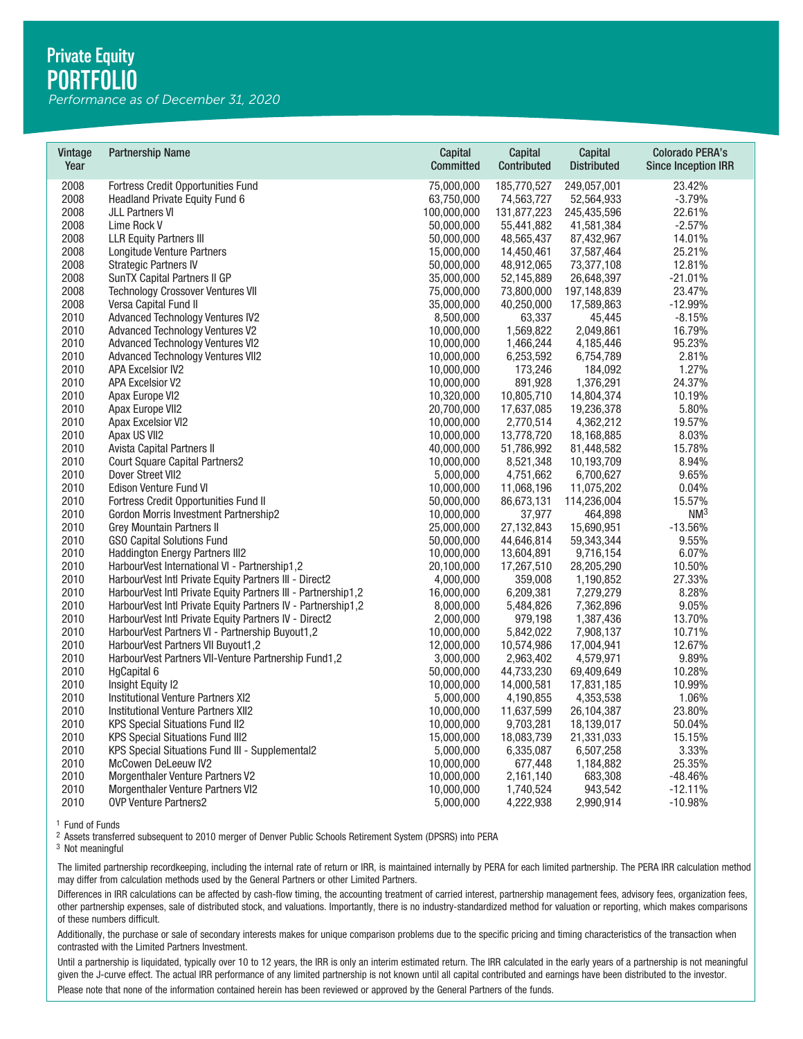# Private Equity PORTFOLIO

*Performance as of December 31, 2020*

| Vintage Year | Partnership Name | Capital Committed | Capital Contributed | Capital Distributed | Colorado PERA's Since Inception IRR |
|---|---|---|---|---|---|
| 2008 | Fortress Credit Opportunities Fund | 75,000,000 | 185,770,527 | 249,057,001 | 23.42% |
| 2008 | Headland Private Equity Fund 6 | 63,750,000 | 74,563,727 | 52,564,933 | -3.79% |
| 2008 | JLL Partners VI | 100,000,000 | 131,877,223 | 245,435,596 | 22.61% |
| 2008 | Lime Rock V | 50,000,000 | 55,441,882 | 41,581,384 | -2.57% |
| 2008 | LLR Equity Partners III | 50,000,000 | 48,565,437 | 87,432,967 | 14.01% |
| 2008 | Longitude Venture Partners | 15,000,000 | 14,450,461 | 37,587,464 | 25.21% |
| 2008 | Strategic Partners IV | 50,000,000 | 48,912,065 | 73,377,108 | 12.81% |
| 2008 | SunTX Capital Partners II GP | 35,000,000 | 52,145,889 | 26,648,397 | -21.01% |
| 2008 | Technology Crossover Ventures VII | 75,000,000 | 73,800,000 | 197,148,839 | 23.47% |
| 2008 | Versa Capital Fund II | 35,000,000 | 40,250,000 | 17,589,863 | -12.99% |
| 2010 | Advanced Technology Ventures IV2 | 8,500,000 | 63,337 | 45,445 | -8.15% |
| 2010 | Advanced Technology Ventures V2 | 10,000,000 | 1,569,822 | 2,049,861 | 16.79% |
| 2010 | Advanced Technology Ventures VI2 | 10,000,000 | 1,466,244 | 4,185,446 | 95.23% |
| 2010 | Advanced Technology Ventures VII2 | 10,000,000 | 6,253,592 | 6,754,789 | 2.81% |
| 2010 | APA Excelsior IV2 | 10,000,000 | 173,246 | 184,092 | 1.27% |
| 2010 | APA Excelsior V2 | 10,000,000 | 891,928 | 1,376,291 | 24.37% |
| 2010 | Apax Europe VI2 | 10,320,000 | 10,805,710 | 14,804,374 | 10.19% |
| 2010 | Apax Europe VII2 | 20,700,000 | 17,637,085 | 19,236,378 | 5.80% |
| 2010 | Apax Excelsior VI2 | 10,000,000 | 2,770,514 | 4,362,212 | 19.57% |
| 2010 | Apax US VII2 | 10,000,000 | 13,778,720 | 18,168,885 | 8.03% |
| 2010 | Avista Capital Partners II | 40,000,000 | 51,786,992 | 81,448,582 | 15.78% |
| 2010 | Court Square Capital Partners2 | 10,000,000 | 8,521,348 | 10,193,709 | 8.94% |
| 2010 | Dover Street VII2 | 5,000,000 | 4,751,662 | 6,700,627 | 9.65% |
| 2010 | Edison Venture Fund VI | 10,000,000 | 11,068,196 | 11,075,202 | 0.04% |
| 2010 | Fortress Credit Opportunities Fund II | 50,000,000 | 86,673,131 | 114,236,004 | 15.57% |
| 2010 | Gordon Morris Investment Partnership2 | 10,000,000 | 37,977 | 464,898 | NM[3] |
| 2010 | Grey Mountain Partners II | 25,000,000 | 27,132,843 | 15,690,951 | -13.56% |
| 2010 | GSO Capital Solutions Fund | 50,000,000 | 44,646,814 | 59,343,344 | 9.55% |
| 2010 | Haddington Energy Partners III2 | 10,000,000 | 13,604,891 | 9,716,154 | 6.07% |
| 2010 | HarbourVest International VI - Partnership1,2 | 20,100,000 | 17,267,510 | 28,205,290 | 10.50% |
| 2010 | HarbourVest Intl Private Equity Partners III - Direct2 | 4,000,000 | 359,008 | 1,190,852 | 27.33% |
| 2010 | HarbourVest Intl Private Equity Partners III - Partnership1,2 | 16,000,000 | 6,209,381 | 7,279,279 | 8.28% |
| 2010 | HarbourVest Intl Private Equity Partners IV - Partnership1,2 | 8,000,000 | 5,484,826 | 7,362,896 | 9.05% |
| 2010 | HarbourVest Intl Private Equity Partners IV - Direct2 | 2,000,000 | 979,198 | 1,387,436 | 13.70% |
| 2010 | HarbourVest Partners VI - Partnership Buyout1,2 | 10,000,000 | 5,842,022 | 7,908,137 | 10.71% |
| 2010 | HarbourVest Partners VII Buyout1,2 | 12,000,000 | 10,574,986 | 17,004,941 | 12.67% |
| 2010 | HarbourVest Partners VII-Venture Partnership Fund1,2 | 3,000,000 | 2,963,402 | 4,579,971 | 9.89% |
| 2010 | HgCapital 6 | 50,000,000 | 44,733,230 | 69,409,649 | 10.28% |
| 2010 | Insight Equity I2 | 10,000,000 | 14,000,581 | 17,831,185 | 10.99% |
| 2010 | Institutional Venture Partners XI2 | 5,000,000 | 4,190,855 | 4,353,538 | 1.06% |
| 2010 | Institutional Venture Partners XII2 | 10,000,000 | 11,637,599 | 26,104,387 | 23.80% |
| 2010 | KPS Special Situations Fund II2 | 10,000,000 | 9,703,281 | 18,139,017 | 50.04% |
| 2010 | KPS Special Situations Fund III2 | 15,000,000 | 18,083,739 | 21,331,033 | 15.15% |
| 2010 | KPS Special Situations Fund III - Supplemental2 | 5,000,000 | 6,335,087 | 6,507,258 | 3.33% |
| 2010 | McCowen DeLeeuw IV2 | 10,000,000 | 677,448 | 1,184,882 | 25.35% |
| 2010 | Morgenthaler Venture Partners V2 | 10,000,000 | 2,161,140 | 683,308 | -48.46% |
| 2010 | Morgenthaler Venture Partners VI2 | 10,000,000 | 1,740,524 | 943,542 | -12.11% |
| 2010 | OVP Venture Partners2 | 5,000,000 | 4,222,938 | 2,990,914 | -10.98% |

[1] Fund of Funds

[2] Assets transferred subsequent to 2010 merger of Denver Public Schools Retirement System (DPSRS) into PERA

[3] Not meaningful

The limited partnership recordkeeping, including the internal rate of return or IRR, is maintained internally by PERA for each limited partnership. The PERA IRR calculation method may differ from calculation methods used by the General Partners or other Limited Partners.

Differences in IRR calculations can be affected by cash-flow timing, the accounting treatment of carried interest, partnership management fees, advisory fees, organization fees, other partnership expenses, sale of distributed stock, and valuations. Importantly, there is no industry-standardized method for valuation or reporting, which makes comparisons of these numbers difficult.

Additionally, the purchase or sale of secondary interests makes for unique comparison problems due to the specific pricing and timing characteristics of the transaction when contrasted with the Limited Partners Investment.

Until a partnership is liquidated, typically over 10 to 12 years, the IRR is only an interim estimated return. The IRR calculated in the early years of a partnership is not meaningful given the J-curve effect. The actual IRR performance of any limited partnership is not known until all capital contributed and earnings have been distributed to the investor.

Please note that none of the information contained herein has been reviewed or approved by the General Partners of the funds.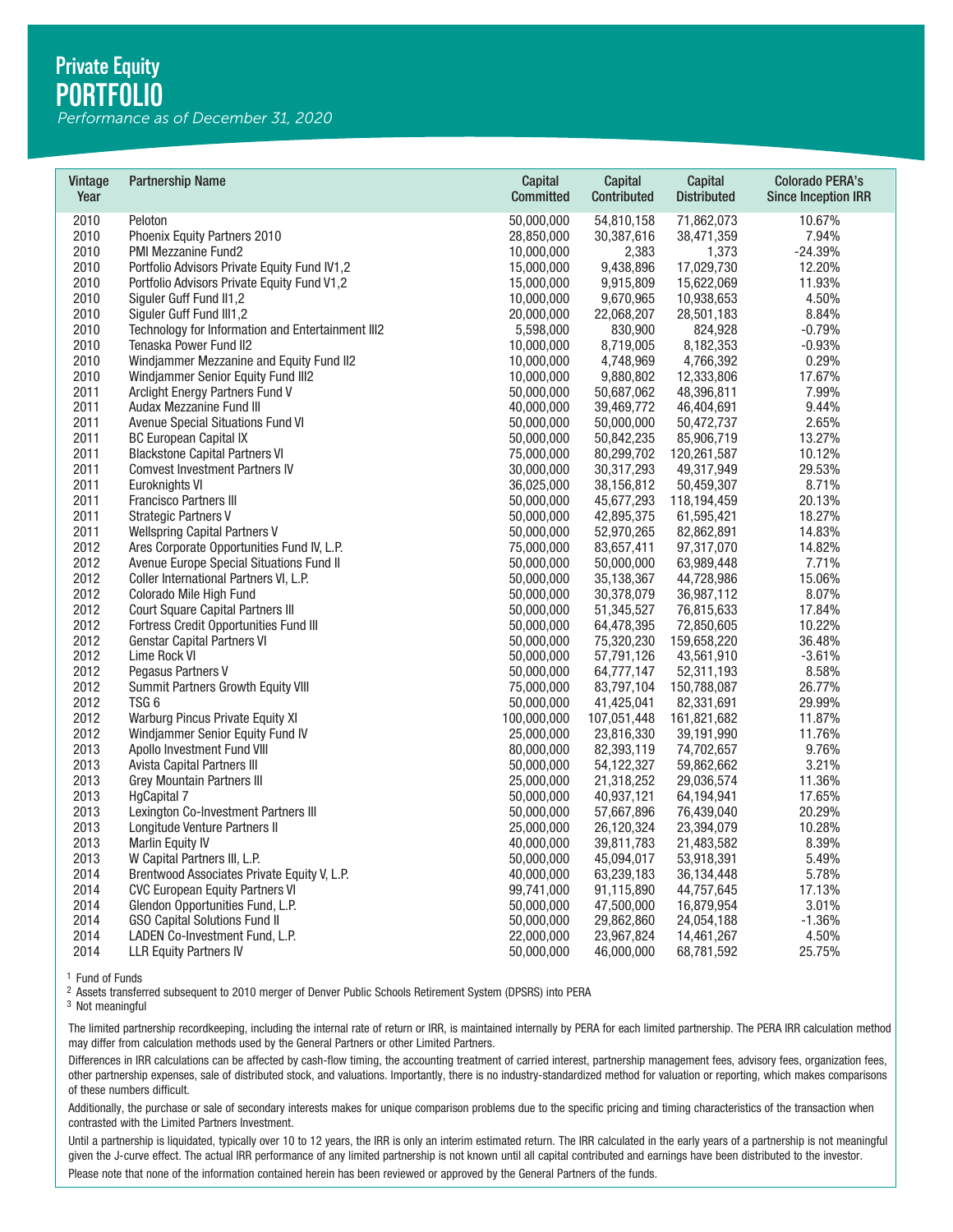## Private Equity
# PORTFOLIO

*Performance as of December 31, 2020*

| Vintage Year | Partnership Name | Capital Committed | Capital Contributed | Capital Distributed | Colorado PERA's Since Inception IRR |
|---|---|---|---|---|---|
| 2010 | Peloton | 50,000,000 | 54,810,158 | 71,862,073 | 10.67% |
| 2010 | Phoenix Equity Partners 2010 | 28,850,000 | 30,387,616 | 38,471,359 | 7.94% |
| 2010 | PMI Mezzanine Fund2 | 10,000,000 | 2,383 | 1,373 | -24.39% |
| 2010 | Portfolio Advisors Private Equity Fund IV1,2 | 15,000,000 | 9,438,896 | 17,029,730 | 12.20% |
| 2010 | Portfolio Advisors Private Equity Fund V1,2 | 15,000,000 | 9,915,809 | 15,622,069 | 11.93% |
| 2010 | Siguler Guff Fund II1,2 | 10,000,000 | 9,670,965 | 10,938,653 | 4.50% |
| 2010 | Siguler Guff Fund III1,2 | 20,000,000 | 22,068,207 | 28,501,183 | 8.84% |
| 2010 | Technology for Information and Entertainment III2 | 5,598,000 | 830,900 | 824,928 | -0.79% |
| 2010 | Tenaska Power Fund II2 | 10,000,000 | 8,719,005 | 8,182,353 | -0.93% |
| 2010 | Windjammer Mezzanine and Equity Fund II2 | 10,000,000 | 4,748,969 | 4,766,392 | 0.29% |
| 2010 | Windjammer Senior Equity Fund III2 | 10,000,000 | 9,880,802 | 12,333,806 | 17.67% |
| 2011 | Arclight Energy Partners Fund V | 50,000,000 | 50,687,062 | 48,396,811 | 7.99% |
| 2011 | Audax Mezzanine Fund III | 40,000,000 | 39,469,772 | 46,404,691 | 9.44% |
| 2011 | Avenue Special Situations Fund VI | 50,000,000 | 50,000,000 | 50,472,737 | 2.65% |
| 2011 | BC European Capital IX | 50,000,000 | 50,842,235 | 85,906,719 | 13.27% |
| 2011 | Blackstone Capital Partners VI | 75,000,000 | 80,299,702 | 120,261,587 | 10.12% |
| 2011 | Comvest Investment Partners IV | 30,000,000 | 30,317,293 | 49,317,949 | 29.53% |
| 2011 | Euroknights VI | 36,025,000 | 38,156,812 | 50,459,307 | 8.71% |
| 2011 | Francisco Partners III | 50,000,000 | 45,677,293 | 118,194,459 | 20.13% |
| 2011 | Strategic Partners V | 50,000,000 | 42,895,375 | 61,595,421 | 18.27% |
| 2011 | Wellspring Capital Partners V | 50,000,000 | 52,970,265 | 82,862,891 | 14.83% |
| 2012 | Ares Corporate Opportunities Fund IV, L.P. | 75,000,000 | 83,657,411 | 97,317,070 | 14.82% |
| 2012 | Avenue Europe Special Situations Fund II | 50,000,000 | 50,000,000 | 63,989,448 | 7.71% |
| 2012 | Coller International Partners VI, L.P. | 50,000,000 | 35,138,367 | 44,728,986 | 15.06% |
| 2012 | Colorado Mile High Fund | 50,000,000 | 30,378,079 | 36,987,112 | 8.07% |
| 2012 | Court Square Capital Partners III | 50,000,000 | 51,345,527 | 76,815,633 | 17.84% |
| 2012 | Fortress Credit Opportunities Fund III | 50,000,000 | 64,478,395 | 72,850,605 | 10.22% |
| 2012 | Genstar Capital Partners VI | 50,000,000 | 75,320,230 | 159,658,220 | 36.48% |
| 2012 | Lime Rock VI | 50,000,000 | 57,791,126 | 43,561,910 | -3.61% |
| 2012 | Pegasus Partners V | 50,000,000 | 64,777,147 | 52,311,193 | 8.58% |
| 2012 | Summit Partners Growth Equity VIII | 75,000,000 | 83,797,104 | 150,788,087 | 26.77% |
| 2012 | TSG 6 | 50,000,000 | 41,425,041 | 82,331,691 | 29.99% |
| 2012 | Warburg Pincus Private Equity XI | 100,000,000 | 107,051,448 | 161,821,682 | 11.87% |
| 2012 | Windjammer Senior Equity Fund IV | 25,000,000 | 23,816,330 | 39,191,990 | 11.76% |
| 2013 | Apollo Investment Fund VIII | 80,000,000 | 82,393,119 | 74,702,657 | 9.76% |
| 2013 | Avista Capital Partners III | 50,000,000 | 54,122,327 | 59,862,662 | 3.21% |
| 2013 | Grey Mountain Partners III | 25,000,000 | 21,318,252 | 29,036,574 | 11.36% |
| 2013 | HgCapital 7 | 50,000,000 | 40,937,121 | 64,194,941 | 17.65% |
| 2013 | Lexington Co-Investment Partners III | 50,000,000 | 57,667,896 | 76,439,040 | 20.29% |
| 2013 | Longitude Venture Partners II | 25,000,000 | 26,120,324 | 23,394,079 | 10.28% |
| 2013 | Marlin Equity IV | 40,000,000 | 39,811,783 | 21,483,582 | 8.39% |
| 2013 | W Capital Partners III, L.P. | 50,000,000 | 45,094,017 | 53,918,391 | 5.49% |
| 2014 | Brentwood Associates Private Equity V, L.P. | 40,000,000 | 63,239,183 | 36,134,448 | 5.78% |
| 2014 | CVC European Equity Partners VI | 99,741,000 | 91,115,890 | 44,757,645 | 17.13% |
| 2014 | Glendon Opportunities Fund, L.P. | 50,000,000 | 47,500,000 | 16,879,954 | 3.01% |
| 2014 | GSO Capital Solutions Fund II | 50,000,000 | 29,862,860 | 24,054,188 | -1.36% |
| 2014 | LADEN Co-Investment Fund, L.P. | 22,000,000 | 23,967,824 | 14,461,267 | 4.50% |
| 2014 | LLR Equity Partners IV | 50,000,000 | 46,000,000 | 68,781,592 | 25.75% |

[1] Fund of Funds

[2] Assets transferred subsequent to 2010 merger of Denver Public Schools Retirement System (DPSRS) into PERA

[3] Not meaningful

The limited partnership recordkeeping, including the internal rate of return or IRR, is maintained internally by PERA for each limited partnership. The PERA IRR calculation method may differ from calculation methods used by the General Partners or other Limited Partners.

Differences in IRR calculations can be affected by cash-flow timing, the accounting treatment of carried interest, partnership management fees, advisory fees, organization fees, other partnership expenses, sale of distributed stock, and valuations. Importantly, there is no industry-standardized method for valuation or reporting, which makes comparisons of these numbers difficult.

Additionally, the purchase or sale of secondary interests makes for unique comparison problems due to the specific pricing and timing characteristics of the transaction when contrasted with the Limited Partners Investment.

Until a partnership is liquidated, typically over 10 to 12 years, the IRR is only an interim estimated return. The IRR calculated in the early years of a partnership is not meaningful given the J-curve effect. The actual IRR performance of any limited partnership is not known until all capital contributed and earnings have been distributed to the investor.

Please note that none of the information contained herein has been reviewed or approved by the General Partners of the funds.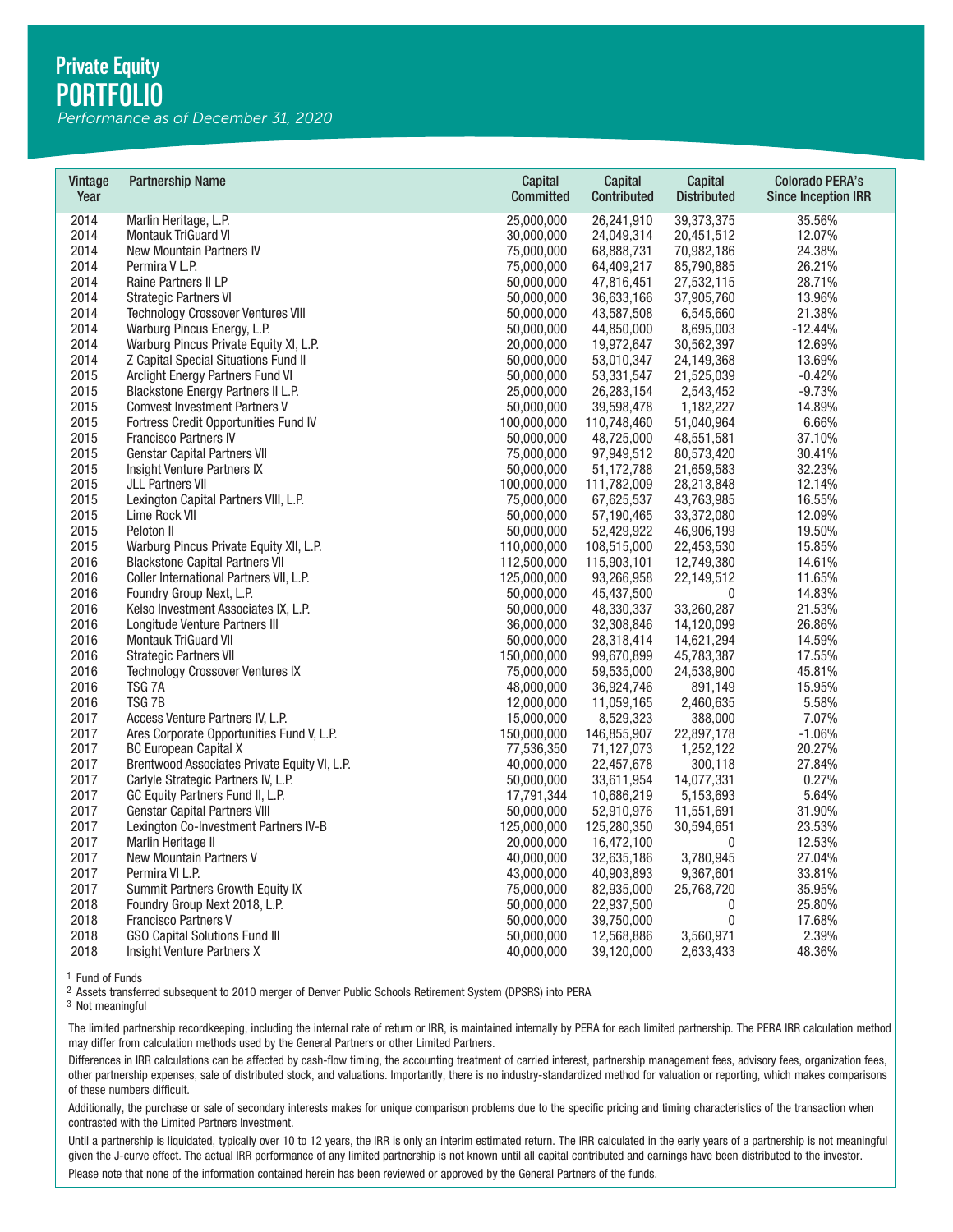# Private Equity PORTFOLIO

*Performance as of December 31, 2020*

| Vintage Year | Partnership Name | Capital Committed | Capital Contributed | Capital Distributed | Colorado PERA's Since Inception IRR |
|---|---|---|---|---|---|
| 2014 | Marlin Heritage, L.P. | 25,000,000 | 26,241,910 | 39,373,375 | 35.56% |
| 2014 | Montauk TriGuard VI | 30,000,000 | 24,049,314 | 20,451,512 | 12.07% |
| 2014 | New Mountain Partners IV | 75,000,000 | 68,888,731 | 70,982,186 | 24.38% |
| 2014 | Permira V L.P. | 75,000,000 | 64,409,217 | 85,790,885 | 26.21% |
| 2014 | Raine Partners II LP | 50,000,000 | 47,816,451 | 27,532,115 | 28.71% |
| 2014 | Strategic Partners VI | 50,000,000 | 36,633,166 | 37,905,760 | 13.96% |
| 2014 | Technology Crossover Ventures VIII | 50,000,000 | 43,587,508 | 6,545,660 | 21.38% |
| 2014 | Warburg Pincus Energy, L.P. | 50,000,000 | 44,850,000 | 8,695,003 | -12.44% |
| 2014 | Warburg Pincus Private Equity XI, L.P. | 20,000,000 | 19,972,647 | 30,562,397 | 12.69% |
| 2014 | Z Capital Special Situations Fund II | 50,000,000 | 53,010,347 | 24,149,368 | 13.69% |
| 2015 | Arclight Energy Partners Fund VI | 50,000,000 | 53,331,547 | 21,525,039 | -0.42% |
| 2015 | Blackstone Energy Partners II L.P. | 25,000,000 | 26,283,154 | 2,543,452 | -9.73% |
| 2015 | Comvest Investment Partners V | 50,000,000 | 39,598,478 | 1,182,227 | 14.89% |
| 2015 | Fortress Credit Opportunities Fund IV | 100,000,000 | 110,748,460 | 51,040,964 | 6.66% |
| 2015 | Francisco Partners IV | 50,000,000 | 48,725,000 | 48,551,581 | 37.10% |
| 2015 | Genstar Capital Partners VII | 75,000,000 | 97,949,512 | 80,573,420 | 30.41% |
| 2015 | Insight Venture Partners IX | 50,000,000 | 51,172,788 | 21,659,583 | 32.23% |
| 2015 | JLL Partners VII | 100,000,000 | 111,782,009 | 28,213,848 | 12.14% |
| 2015 | Lexington Capital Partners VIII, L.P. | 75,000,000 | 67,625,537 | 43,763,985 | 16.55% |
| 2015 | Lime Rock VII | 50,000,000 | 57,190,465 | 33,372,080 | 12.09% |
| 2015 | Peloton II | 50,000,000 | 52,429,922 | 46,906,199 | 19.50% |
| 2015 | Warburg Pincus Private Equity XII, L.P. | 110,000,000 | 108,515,000 | 22,453,530 | 15.85% |
| 2016 | Blackstone Capital Partners VII | 112,500,000 | 115,903,101 | 12,749,380 | 14.61% |
| 2016 | Coller International Partners VII, L.P. | 125,000,000 | 93,266,958 | 22,149,512 | 11.65% |
| 2016 | Foundry Group Next, L.P. | 50,000,000 | 45,437,500 | 0 | 14.83% |
| 2016 | Kelso Investment Associates IX, L.P. | 50,000,000 | 48,330,337 | 33,260,287 | 21.53% |
| 2016 | Longitude Venture Partners III | 36,000,000 | 32,308,846 | 14,120,099 | 26.86% |
| 2016 | Montauk TriGuard VII | 50,000,000 | 28,318,414 | 14,621,294 | 14.59% |
| 2016 | Strategic Partners VII | 150,000,000 | 99,670,899 | 45,783,387 | 17.55% |
| 2016 | Technology Crossover Ventures IX | 75,000,000 | 59,535,000 | 24,538,900 | 45.81% |
| 2016 | TSG 7A | 48,000,000 | 36,924,746 | 891,149 | 15.95% |
| 2016 | TSG 7B | 12,000,000 | 11,059,165 | 2,460,635 | 5.58% |
| 2017 | Access Venture Partners IV, L.P. | 15,000,000 | 8,529,323 | 388,000 | 7.07% |
| 2017 | Ares Corporate Opportunities Fund V, L.P. | 150,000,000 | 146,855,907 | 22,897,178 | -1.06% |
| 2017 | BC European Capital X | 77,536,350 | 71,127,073 | 1,252,122 | 20.27% |
| 2017 | Brentwood Associates Private Equity VI, L.P. | 40,000,000 | 22,457,678 | 300,118 | 27.84% |
| 2017 | Carlyle Strategic Partners IV, L.P. | 50,000,000 | 33,611,954 | 14,077,331 | 0.27% |
| 2017 | GC Equity Partners Fund II, L.P. | 17,791,344 | 10,686,219 | 5,153,693 | 5.64% |
| 2017 | Genstar Capital Partners VIII | 50,000,000 | 52,910,976 | 11,551,691 | 31.90% |
| 2017 | Lexington Co-Investment Partners IV-B | 125,000,000 | 125,280,350 | 30,594,651 | 23.53% |
| 2017 | Marlin Heritage II | 20,000,000 | 16,472,100 | 0 | 12.53% |
| 2017 | New Mountain Partners V | 40,000,000 | 32,635,186 | 3,780,945 | 27.04% |
| 2017 | Permira VI L.P. | 43,000,000 | 40,903,893 | 9,367,601 | 33.81% |
| 2017 | Summit Partners Growth Equity IX | 75,000,000 | 82,935,000 | 25,768,720 | 35.95% |
| 2018 | Foundry Group Next 2018, L.P. | 50,000,000 | 22,937,500 | 0 | 25.80% |
| 2018 | Francisco Partners V | 50,000,000 | 39,750,000 | 0 | 17.68% |
| 2018 | GSO Capital Solutions Fund III | 50,000,000 | 12,568,886 | 3,560,971 | 2.39% |
| 2018 | Insight Venture Partners X | 40,000,000 | 39,120,000 | 2,633,433 | 48.36% |

[1] Fund of Funds

[2] Assets transferred subsequent to 2010 merger of Denver Public Schools Retirement System (DPSRS) into PERA

[3] Not meaningful

The limited partnership recordkeeping, including the internal rate of return or IRR, is maintained internally by PERA for each limited partnership. The PERA IRR calculation method may differ from calculation methods used by the General Partners or other Limited Partners.

Differences in IRR calculations can be affected by cash-flow timing, the accounting treatment of carried interest, partnership management fees, advisory fees, organization fees, other partnership expenses, sale of distributed stock, and valuations. Importantly, there is no industry-standardized method for valuation or reporting, which makes comparisons of these numbers difficult.

Additionally, the purchase or sale of secondary interests makes for unique comparison problems due to the specific pricing and timing characteristics of the transaction when contrasted with the Limited Partners Investment.

Until a partnership is liquidated, typically over 10 to 12 years, the IRR is only an interim estimated return. The IRR calculated in the early years of a partnership is not meaningful given the J-curve effect. The actual IRR performance of any limited partnership is not known until all capital contributed and earnings have been distributed to the investor.

Please note that none of the information contained herein has been reviewed or approved by the General Partners of the funds.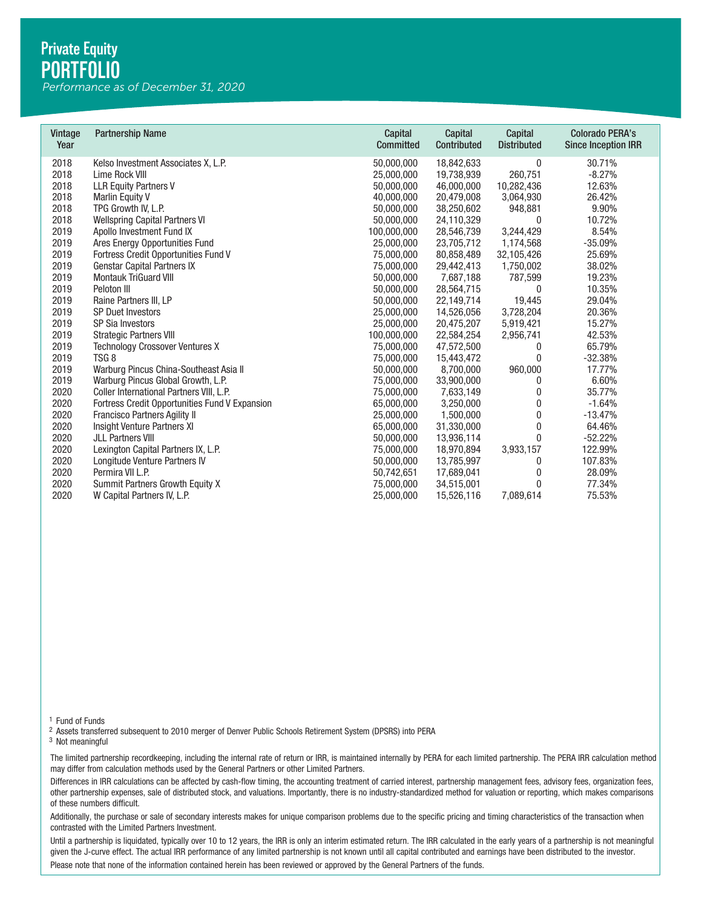## Private Equity

# PORTFOLIO

*Performance as of December 31, 2020*

| Vintage Year | Partnership Name | Capital Committed | Capital Contributed | Capital Distributed | Colorado PERA's Since Inception IRR |
|---|---|---|---|---|---|
| 2018 | Kelso Investment Associates X, L.P. | 50,000,000 | 18,842,633 | 0 | 30.71% |
| 2018 | Lime Rock VIII | 25,000,000 | 19,738,939 | 260,751 | -8.27% |
| 2018 | LLR Equity Partners V | 50,000,000 | 46,000,000 | 10,282,436 | 12.63% |
| 2018 | Marlin Equity V | 40,000,000 | 20,479,008 | 3,064,930 | 26.42% |
| 2018 | TPG Growth IV, L.P. | 50,000,000 | 38,250,602 | 948,881 | 9.90% |
| 2018 | Wellspring Capital Partners VI | 50,000,000 | 24,110,329 | 0 | 10.72% |
| 2019 | Apollo Investment Fund IX | 100,000,000 | 28,546,739 | 3,244,429 | 8.54% |
| 2019 | Ares Energy Opportunities Fund | 25,000,000 | 23,705,712 | 1,174,568 | -35.09% |
| 2019 | Fortress Credit Opportunities Fund V | 75,000,000 | 80,858,489 | 32,105,426 | 25.69% |
| 2019 | Genstar Capital Partners IX | 75,000,000 | 29,442,413 | 1,750,002 | 38.02% |
| 2019 | Montauk TriGuard VIII | 50,000,000 | 7,687,188 | 787,599 | 19.23% |
| 2019 | Peloton III | 50,000,000 | 28,564,715 | 0 | 10.35% |
| 2019 | Raine Partners III, LP | 50,000,000 | 22,149,714 | 19,445 | 29.04% |
| 2019 | SP Duet Investors | 25,000,000 | 14,526,056 | 3,728,204 | 20.36% |
| 2019 | SP Sia Investors | 25,000,000 | 20,475,207 | 5,919,421 | 15.27% |
| 2019 | Strategic Partners VIII | 100,000,000 | 22,584,254 | 2,956,741 | 42.53% |
| 2019 | Technology Crossover Ventures X | 75,000,000 | 47,572,500 | 0 | 65.79% |
| 2019 | TSG 8 | 75,000,000 | 15,443,472 | 0 | -32.38% |
| 2019 | Warburg Pincus China-Southeast Asia II | 50,000,000 | 8,700,000 | 960,000 | 17.77% |
| 2019 | Warburg Pincus Global Growth, L.P. | 75,000,000 | 33,900,000 | 0 | 6.60% |
| 2020 | Coller International Partners VIII, L.P. | 75,000,000 | 7,633,149 | 0 | 35.77% |
| 2020 | Fortress Credit Opportunities Fund V Expansion | 65,000,000 | 3,250,000 | 0 | -1.64% |
| 2020 | Francisco Partners Agility II | 25,000,000 | 1,500,000 | 0 | -13.47% |
| 2020 | Insight Venture Partners XI | 65,000,000 | 31,330,000 | 0 | 64.46% |
| 2020 | JLL Partners VIII | 50,000,000 | 13,936,114 | 0 | -52.22% |
| 2020 | Lexington Capital Partners IX, L.P. | 75,000,000 | 18,970,894 | 3,933,157 | 122.99% |
| 2020 | Longitude Venture Partners IV | 50,000,000 | 13,785,997 | 0 | 107.83% |
| 2020 | Permira VII L.P. | 50,742,651 | 17,689,041 | 0 | 28.09% |
| 2020 | Summit Partners Growth Equity X | 75,000,000 | 34,515,001 | 0 | 77.34% |
| 2020 | W Capital Partners IV, L.P. | 25,000,000 | 15,526,116 | 7,089,614 | 75.53% |

[1] Fund of Funds

[2] Assets transferred subsequent to 2010 merger of Denver Public Schools Retirement System (DPSRS) into PERA

[3] Not meaningful

The limited partnership recordkeeping, including the internal rate of return or IRR, is maintained internally by PERA for each limited partnership. The PERA IRR calculation method may differ from calculation methods used by the General Partners or other Limited Partners.

Differences in IRR calculations can be affected by cash-flow timing, the accounting treatment of carried interest, partnership management fees, advisory fees, organization fees, other partnership expenses, sale of distributed stock, and valuations. Importantly, there is no industry-standardized method for valuation or reporting, which makes comparisons of these numbers difficult.

Additionally, the purchase or sale of secondary interests makes for unique comparison problems due to the specific pricing and timing characteristics of the transaction when contrasted with the Limited Partners Investment.

Until a partnership is liquidated, typically over 10 to 12 years, the IRR is only an interim estimated return. The IRR calculated in the early years of a partnership is not meaningful given the J-curve effect. The actual IRR performance of any limited partnership is not known until all capital contributed and earnings have been distributed to the investor.

Please note that none of the information contained herein has been reviewed or approved by the General Partners of the funds.